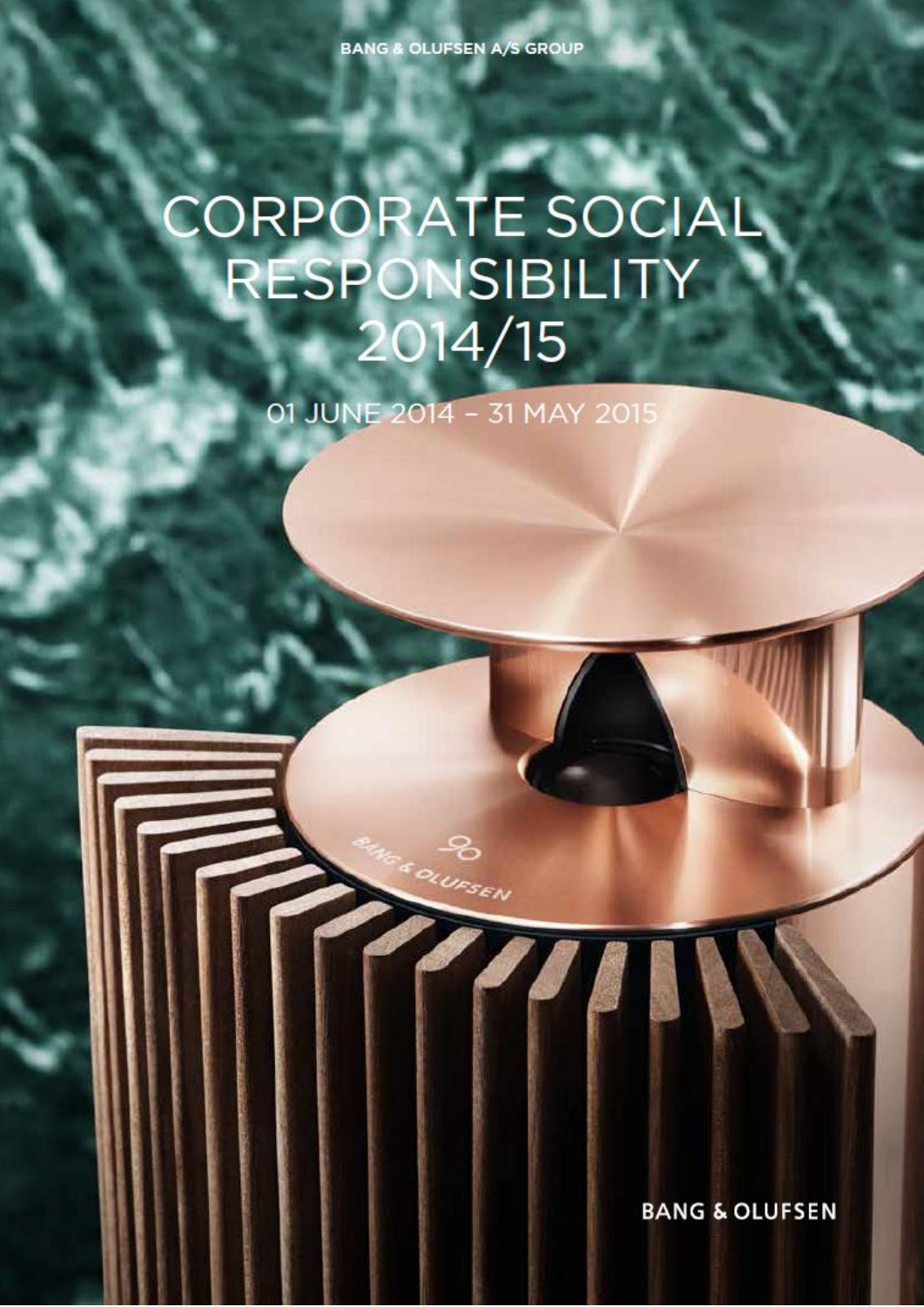BANG & OLUFSEN A/S GROUP

# CORPORATE SOCIAL RESPONSIBILITY 2014/15

01 JUNE 2014 – 31 MAY 2015

BANG & OLUFSEN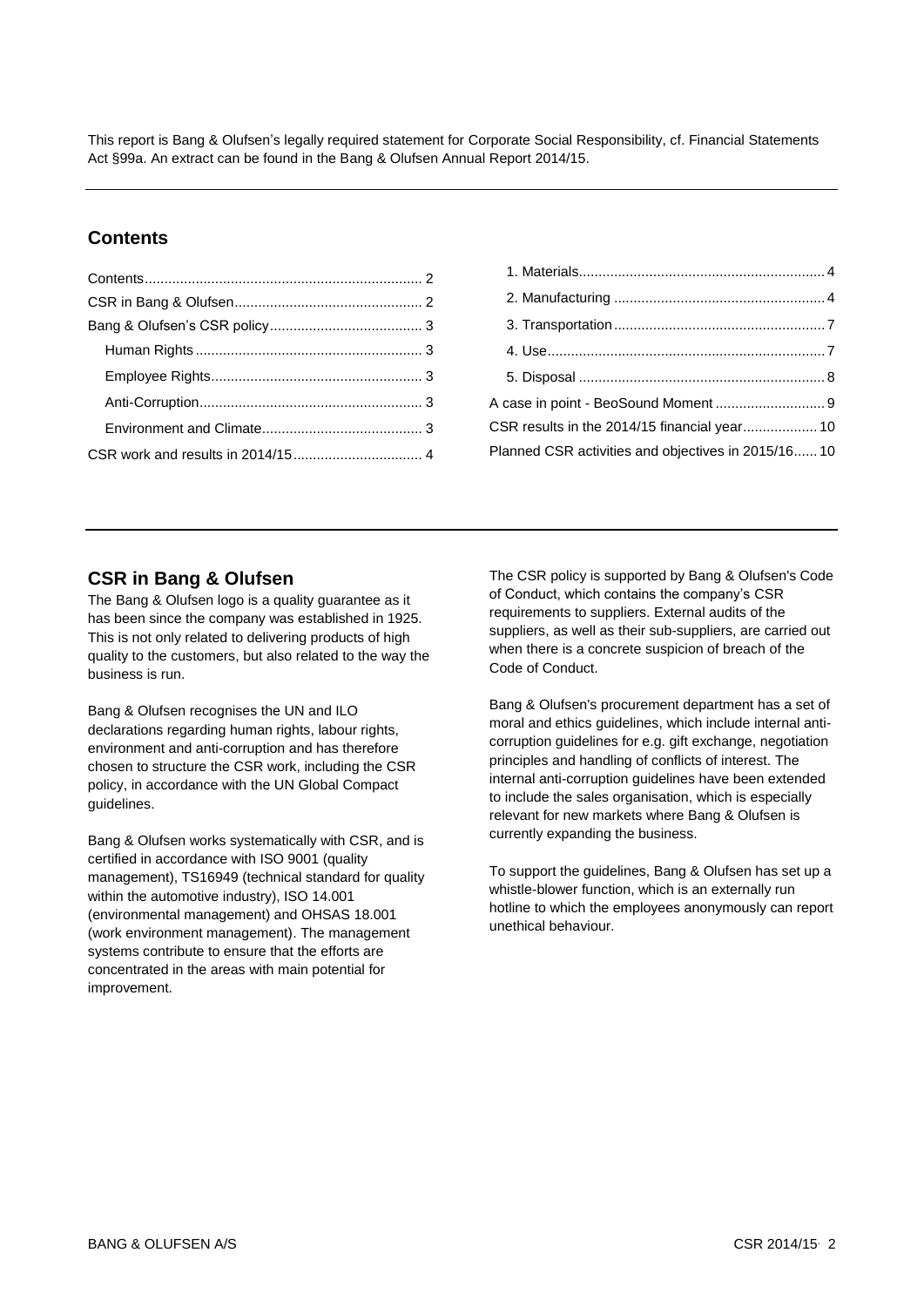This report is Bang & Olufsen's legally required statement for Corporate Social Responsibility, cf. Financial Statements Act §99a. An extract can be found in the Bang & Olufsen Annual Report 2014/15.

## Contents

- Contents ..... 2
- CSR in Bang & Olufsen ..... 2
- Bang & Olufsen's CSR policy ..... 3
  - Human Rights ..... 3
  - Employee Rights ..... 3
  - Anti-Corruption ..... 3
  - Environment and Climate ..... 3
- CSR work and results in 2014/15 ..... 4
  - 1. Materials ..... 4
  - 2. Manufacturing ..... 4
  - 3. Transportation ..... 7
  - 4. Use ..... 7
  - 5. Disposal ..... 8
- A case in point - BeoSound Moment ..... 9
- CSR results in the 2014/15 financial year ..... 10
- Planned CSR activities and objectives in 2015/16 ..... 10

## CSR in Bang & Olufsen

The Bang & Olufsen logo is a quality guarantee as it has been since the company was established in 1925. This is not only related to delivering products of high quality to the customers, but also related to the way the business is run.

Bang & Olufsen recognises the UN and ILO declarations regarding human rights, labour rights, environment and anti-corruption and has therefore chosen to structure the CSR work, including the CSR policy, in accordance with the UN Global Compact guidelines.

Bang & Olufsen works systematically with CSR, and is certified in accordance with ISO 9001 (quality management), TS16949 (technical standard for quality within the automotive industry), ISO 14.001 (environmental management) and OHSAS 18.001 (work environment management). The management systems contribute to ensure that the efforts are concentrated in the areas with main potential for improvement.

The CSR policy is supported by Bang & Olufsen's Code of Conduct, which contains the company's CSR requirements to suppliers. External audits of the suppliers, as well as their sub-suppliers, are carried out when there is a concrete suspicion of breach of the Code of Conduct.

Bang & Olufsen's procurement department has a set of moral and ethics guidelines, which include internal anti-corruption guidelines for e.g. gift exchange, negotiation principles and handling of conflicts of interest. The internal anti-corruption guidelines have been extended to include the sales organisation, which is especially relevant for new markets where Bang & Olufsen is currently expanding the business.

To support the guidelines, Bang & Olufsen has set up a whistle-blower function, which is an externally run hotline to which the employees anonymously can report unethical behaviour.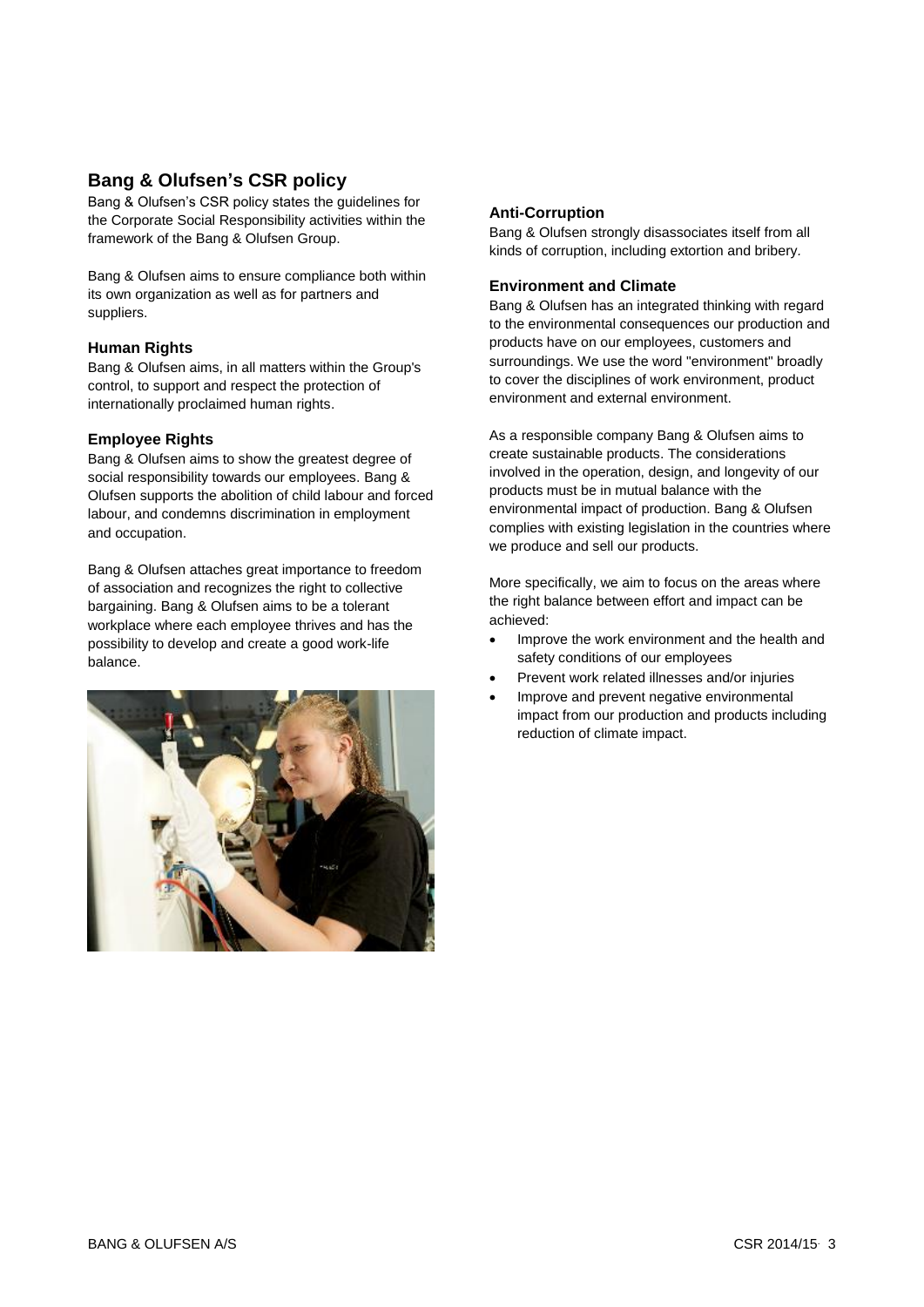## Bang & Olufsen's CSR policy

Bang & Olufsen's CSR policy states the guidelines for the Corporate Social Responsibility activities within the framework of the Bang & Olufsen Group.

Bang & Olufsen aims to ensure compliance both within its own organization as well as for partners and suppliers.

### Human Rights

Bang & Olufsen aims, in all matters within the Group's control, to support and respect the protection of internationally proclaimed human rights.

### Employee Rights

Bang & Olufsen aims to show the greatest degree of social responsibility towards our employees. Bang & Olufsen supports the abolition of child labour and forced labour, and condemns discrimination in employment and occupation.

Bang & Olufsen attaches great importance to freedom of association and recognizes the right to collective bargaining. Bang & Olufsen aims to be a tolerant workplace where each employee thrives and has the possibility to develop and create a good work-life balance.

### Anti-Corruption

Bang & Olufsen strongly disassociates itself from all kinds of corruption, including extortion and bribery.

### Environment and Climate

Bang & Olufsen has an integrated thinking with regard to the environmental consequences our production and products have on our employees, customers and surroundings. We use the word "environment" broadly to cover the disciplines of work environment, product environment and external environment.

As a responsible company Bang & Olufsen aims to create sustainable products. The considerations involved in the operation, design, and longevity of our products must be in mutual balance with the environmental impact of production. Bang & Olufsen complies with existing legislation in the countries where we produce and sell our products.

More specifically, we aim to focus on the areas where the right balance between effort and impact can be achieved:

- Improve the work environment and the health and safety conditions of our employees
- Prevent work related illnesses and/or injuries
- Improve and prevent negative environmental impact from our production and products including reduction of climate impact.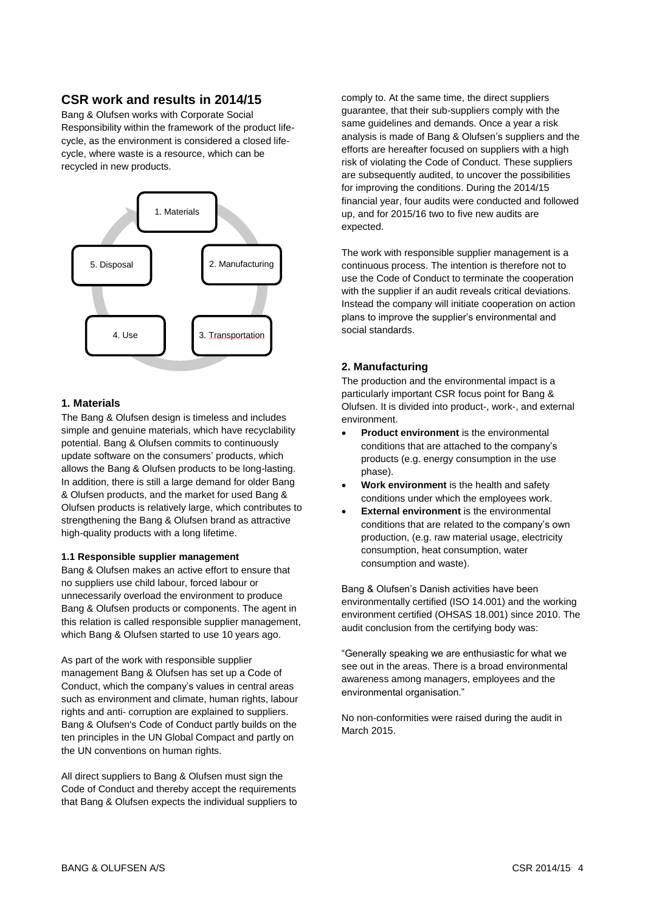## CSR work and results in 2014/15

Bang & Olufsen works with Corporate Social Responsibility within the framework of the product life-cycle, as the environment is considered a closed life-cycle, where waste is a resource, which can be recycled in new products.

1. Materials
2. Manufacturing
3. Transportation
4. Use
5. Disposal

### 1. Materials

The Bang & Olufsen design is timeless and includes simple and genuine materials, which have recyclability potential. Bang & Olufsen commits to continuously update software on the consumers' products, which allows the Bang & Olufsen products to be long-lasting. In addition, there is still a large demand for older Bang & Olufsen products, and the market for used Bang & Olufsen products is relatively large, which contributes to strengthening the Bang & Olufsen brand as attractive high-quality products with a long lifetime.

#### 1.1 Responsible supplier management

Bang & Olufsen makes an active effort to ensure that no suppliers use child labour, forced labour or unnecessarily overload the environment to produce Bang & Olufsen products or components. The agent in this relation is called responsible supplier management, which Bang & Olufsen started to use 10 years ago.

As part of the work with responsible supplier management Bang & Olufsen has set up a Code of Conduct, which the company's values in central areas such as environment and climate, human rights, labour rights and anti- corruption are explained to suppliers. Bang & Olufsen's Code of Conduct partly builds on the ten principles in the UN Global Compact and partly on the UN conventions on human rights.

All direct suppliers to Bang & Olufsen must sign the Code of Conduct and thereby accept the requirements that Bang & Olufsen expects the individual suppliers to comply to. At the same time, the direct suppliers guarantee, that their sub-suppliers comply with the same guidelines and demands. Once a year a risk analysis is made of Bang & Olufsen's suppliers and the efforts are hereafter focused on suppliers with a high risk of violating the Code of Conduct. These suppliers are subsequently audited, to uncover the possibilities for improving the conditions. During the 2014/15 financial year, four audits were conducted and followed up, and for 2015/16 two to five new audits are expected.

The work with responsible supplier management is a continuous process. The intention is therefore not to use the Code of Conduct to terminate the cooperation with the supplier if an audit reveals critical deviations. Instead the company will initiate cooperation on action plans to improve the supplier's environmental and social standards.

### 2. Manufacturing

The production and the environmental impact is a particularly important CSR focus point for Bang & Olufsen. It is divided into product-, work-, and external environment.

- **Product environment** is the environmental conditions that are attached to the company's products (e.g. energy consumption in the use phase).
- **Work environment** is the health and safety conditions under which the employees work.
- **External environment** is the environmental conditions that are related to the company's own production, (e.g. raw material usage, electricity consumption, heat consumption, water consumption and waste).

Bang & Olufsen's Danish activities have been environmentally certified (ISO 14.001) and the working environment certified (OHSAS 18.001) since 2010. The audit conclusion from the certifying body was:

"Generally speaking we are enthusiastic for what we see out in the areas. There is a broad environmental awareness among managers, employees and the environmental organisation."

No non-conformities were raised during the audit in March 2015.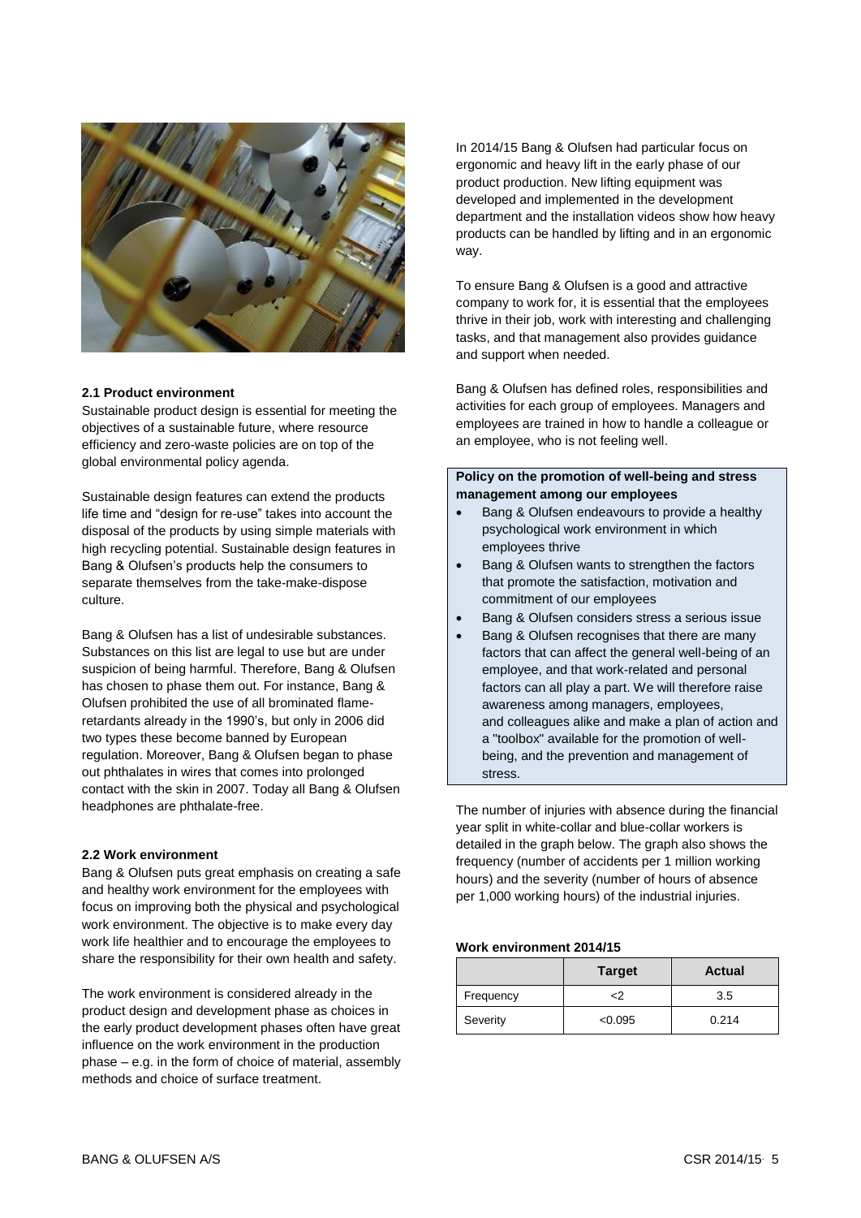## 2.1 Product environment

Sustainable product design is essential for meeting the objectives of a sustainable future, where resource efficiency and zero-waste policies are on top of the global environmental policy agenda.

Sustainable design features can extend the products life time and "design for re-use" takes into account the disposal of the products by using simple materials with high recycling potential. Sustainable design features in Bang & Olufsen's products help the consumers to separate themselves from the take-make-dispose culture.

Bang & Olufsen has a list of undesirable substances. Substances on this list are legal to use but are under suspicion of being harmful. Therefore, Bang & Olufsen has chosen to phase them out. For instance, Bang & Olufsen prohibited the use of all brominated flame-retardants already in the 1990's, but only in 2006 did two types these become banned by European regulation. Moreover, Bang & Olufsen began to phase out phthalates in wires that comes into prolonged contact with the skin in 2007. Today all Bang & Olufsen headphones are phthalate-free.

## 2.2 Work environment

Bang & Olufsen puts great emphasis on creating a safe and healthy work environment for the employees with focus on improving both the physical and psychological work environment. The objective is to make every day work life healthier and to encourage the employees to share the responsibility for their own health and safety.

The work environment is considered already in the product design and development phase as choices in the early product development phases often have great influence on the work environment in the production phase – e.g. in the form of choice of material, assembly methods and choice of surface treatment.

In 2014/15 Bang & Olufsen had particular focus on ergonomic and heavy lift in the early phase of our product production. New lifting equipment was developed and implemented in the development department and the installation videos show how heavy products can be handled by lifting and in an ergonomic way.

To ensure Bang & Olufsen is a good and attractive company to work for, it is essential that the employees thrive in their job, work with interesting and challenging tasks, and that management also provides guidance and support when needed.

Bang & Olufsen has defined roles, responsibilities and activities for each group of employees. Managers and employees are trained in how to handle a colleague or an employee, who is not feeling well.

**Policy on the promotion of well-being and stress management among our employees**

- Bang & Olufsen endeavours to provide a healthy psychological work environment in which employees thrive
- Bang & Olufsen wants to strengthen the factors that promote the satisfaction, motivation and commitment of our employees
- Bang & Olufsen considers stress a serious issue
- Bang & Olufsen recognises that there are many factors that can affect the general well-being of an employee, and that work-related and personal factors can all play a part. We will therefore raise awareness among managers, employees, and colleagues alike and make a plan of action and a "toolbox" available for the promotion of well-being, and the prevention and management of stress.

The number of injuries with absence during the financial year split in white-collar and blue-collar workers is detailed in the graph below. The graph also shows the frequency (number of accidents per 1 million working hours) and the severity (number of hours of absence per 1,000 working hours) of the industrial injuries.

**Work environment 2014/15**

| | Target | Actual |
|---|---|---|
| Frequency | <2 | 3.5 |
| Severity | <0.095 | 0.214 |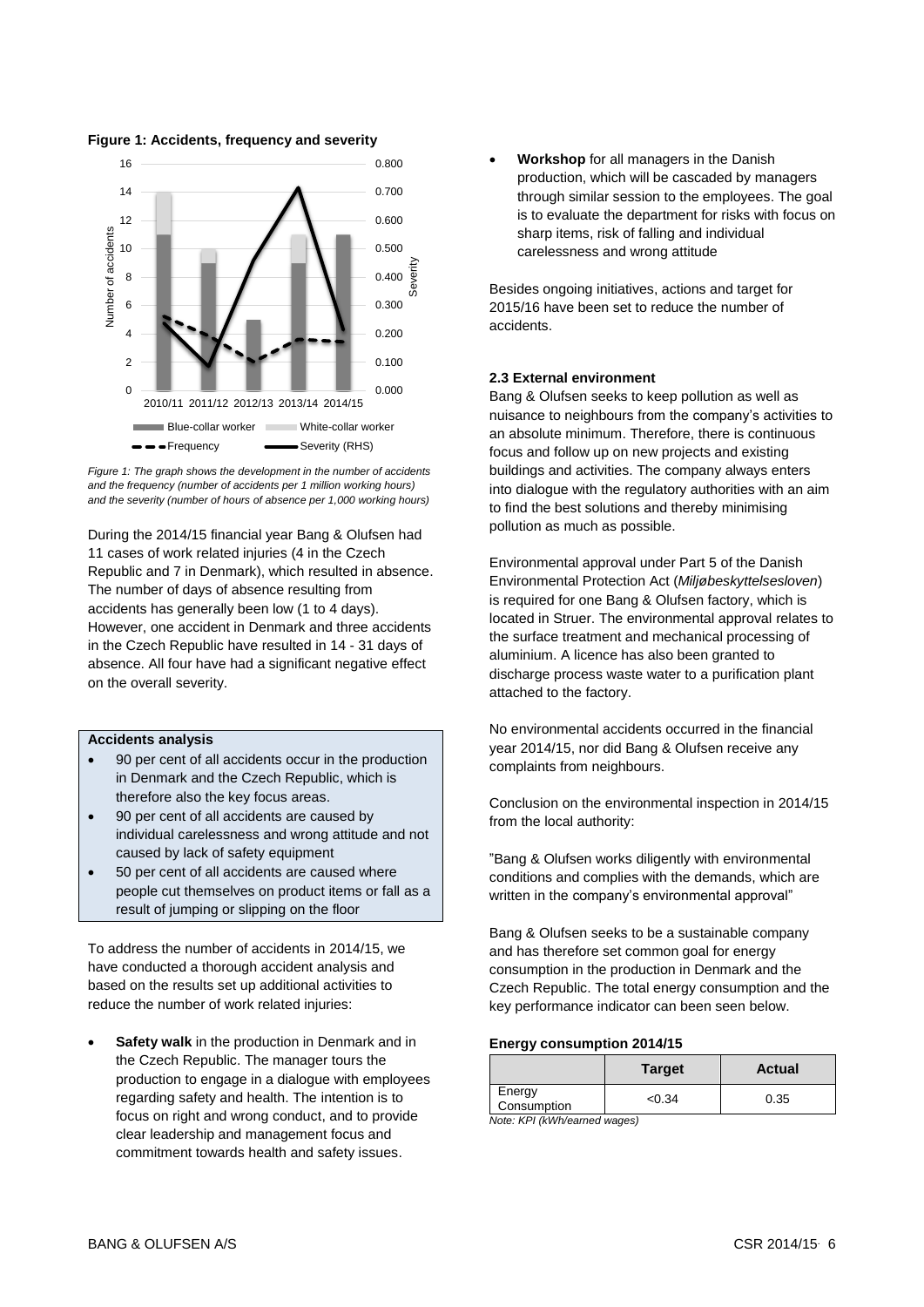**Figure 1: Accidents, frequency and severity**

*Figure 1: The graph shows the development in the number of accidents and the frequency (number of accidents per 1 million working hours) and the severity (number of hours of absence per 1,000 working hours)*

During the 2014/15 financial year Bang & Olufsen had 11 cases of work related injuries (4 in the Czech Republic and 7 in Denmark), which resulted in absence. The number of days of absence resulting from accidents has generally been low (1 to 4 days). However, one accident in Denmark and three accidents in the Czech Republic have resulted in 14 - 31 days of absence. All four have had a significant negative effect on the overall severity.

**Accidents analysis**

- 90 per cent of all accidents occur in the production in Denmark and the Czech Republic, which is therefore also the key focus areas.
- 90 per cent of all accidents are caused by individual carelessness and wrong attitude and not caused by lack of safety equipment
- 50 per cent of all accidents are caused where people cut themselves on product items or fall as a result of jumping or slipping on the floor

To address the number of accidents in 2014/15, we have conducted a thorough accident analysis and based on the results set up additional activities to reduce the number of work related injuries:

- **Safety walk** in the production in Denmark and in the Czech Republic. The manager tours the production to engage in a dialogue with employees regarding safety and health. The intention is to focus on right and wrong conduct, and to provide clear leadership and management focus and commitment towards health and safety issues.
- **Workshop** for all managers in the Danish production, which will be cascaded by managers through similar session to the employees. The goal is to evaluate the department for risks with focus on sharp items, risk of falling and individual carelessness and wrong attitude

Besides ongoing initiatives, actions and target for 2015/16 have been set to reduce the number of accidents.

### 2.3 External environment

Bang & Olufsen seeks to keep pollution as well as nuisance to neighbours from the company's activities to an absolute minimum. Therefore, there is continuous focus and follow up on new projects and existing buildings and activities. The company always enters into dialogue with the regulatory authorities with an aim to find the best solutions and thereby minimising pollution as much as possible.

Environmental approval under Part 5 of the Danish Environmental Protection Act (*Miljøbeskyttelsesloven*) is required for one Bang & Olufsen factory, which is located in Struer. The environmental approval relates to the surface treatment and mechanical processing of aluminium. A licence has also been granted to discharge process waste water to a purification plant attached to the factory.

No environmental accidents occurred in the financial year 2014/15, nor did Bang & Olufsen receive any complaints from neighbours.

Conclusion on the environmental inspection in 2014/15 from the local authority:

"Bang & Olufsen works diligently with environmental conditions and complies with the demands, which are written in the company's environmental approval"

Bang & Olufsen seeks to be a sustainable company and has therefore set common goal for energy consumption in the production in Denmark and the Czech Republic. The total energy consumption and the key performance indicator can been seen below.

**Energy consumption 2014/15**

| | Target | Actual |
|---|---|---|
| Energy Consumption | <0.34 | 0.35 |

*Note: KPI (kWh/earned wages)*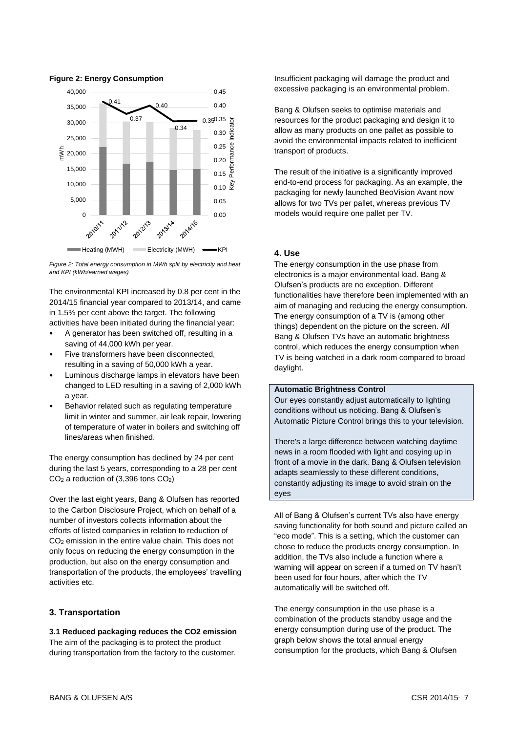**Figure 2: Energy Consumption**

*Figure 2: Total energy consumption in MWh split by electricity and heat and KPI (kWh/earned wages)*

The environmental KPI increased by 0.8 per cent in the 2014/15 financial year compared to 2013/14, and came in 1.5% per cent above the target. The following activities have been initiated during the financial year:

- A generator has been switched off, resulting in a saving of 44,000 kWh per year.
- Five transformers have been disconnected, resulting in a saving of 50,000 kWh a year.
- Luminous discharge lamps in elevators have been changed to LED resulting in a saving of 2,000 kWh a year.
- Behavior related such as regulating temperature limit in winter and summer, air leak repair, lowering of temperature of water in boilers and switching off lines/areas when finished.

The energy consumption has declined by 24 per cent during the last 5 years, corresponding to a 28 per cent $CO_2$ a reduction of (3,396 tons $CO_2$)

Over the last eight years, Bang & Olufsen has reported to the Carbon Disclosure Project, which on behalf of a number of investors collects information about the efforts of listed companies in relation to reduction of $CO_2$ emission in the entire value chain. This does not only focus on reducing the energy consumption in the production, but also on the energy consumption and transportation of the products, the employees' travelling activities etc.

## 3. Transportation

### 3.1 Reduced packaging reduces the CO2 emission

The aim of the packaging is to protect the product during transportation from the factory to the customer. Insufficient packaging will damage the product and excessive packaging is an environmental problem.

Bang & Olufsen seeks to optimise materials and resources for the product packaging and design it to allow as many products on one pallet as possible to avoid the environmental impacts related to inefficient transport of products.

The result of the initiative is a significantly improved end-to-end process for packaging. As an example, the packaging for newly launched BeoVision Avant now allows for two TVs per pallet, whereas previous TV models would require one pallet per TV.

## 4. Use

The energy consumption in the use phase from electronics is a major environmental load. Bang & Olufsen's products are no exception. Different functionalities have therefore been implemented with an aim of managing and reducing the energy consumption. The energy consumption of a TV is (among other things) dependent on the picture on the screen. All Bang & Olufsen TVs have an automatic brightness control, which reduces the energy consumption when TV is being watched in a dark room compared to broad daylight.

**Automatic Brightness Control**

Our eyes constantly adjust automatically to lighting conditions without us noticing. Bang & Olufsen's Automatic Picture Control brings this to your television.

There's a large difference between watching daytime news in a room flooded with light and cosying up in front of a movie in the dark. Bang & Olufsen television adapts seamlessly to these different conditions, constantly adjusting its image to avoid strain on the eyes

All of Bang & Olufsen's current TVs also have energy saving functionality for both sound and picture called an "eco mode". This is a setting, which the customer can chose to reduce the products energy consumption. In addition, the TVs also include a function where a warning will appear on screen if a turned on TV hasn't been used for four hours, after which the TV automatically will be switched off.

The energy consumption in the use phase is a combination of the products standby usage and the energy consumption during use of the product. The graph below shows the total annual energy consumption for the products, which Bang & Olufsen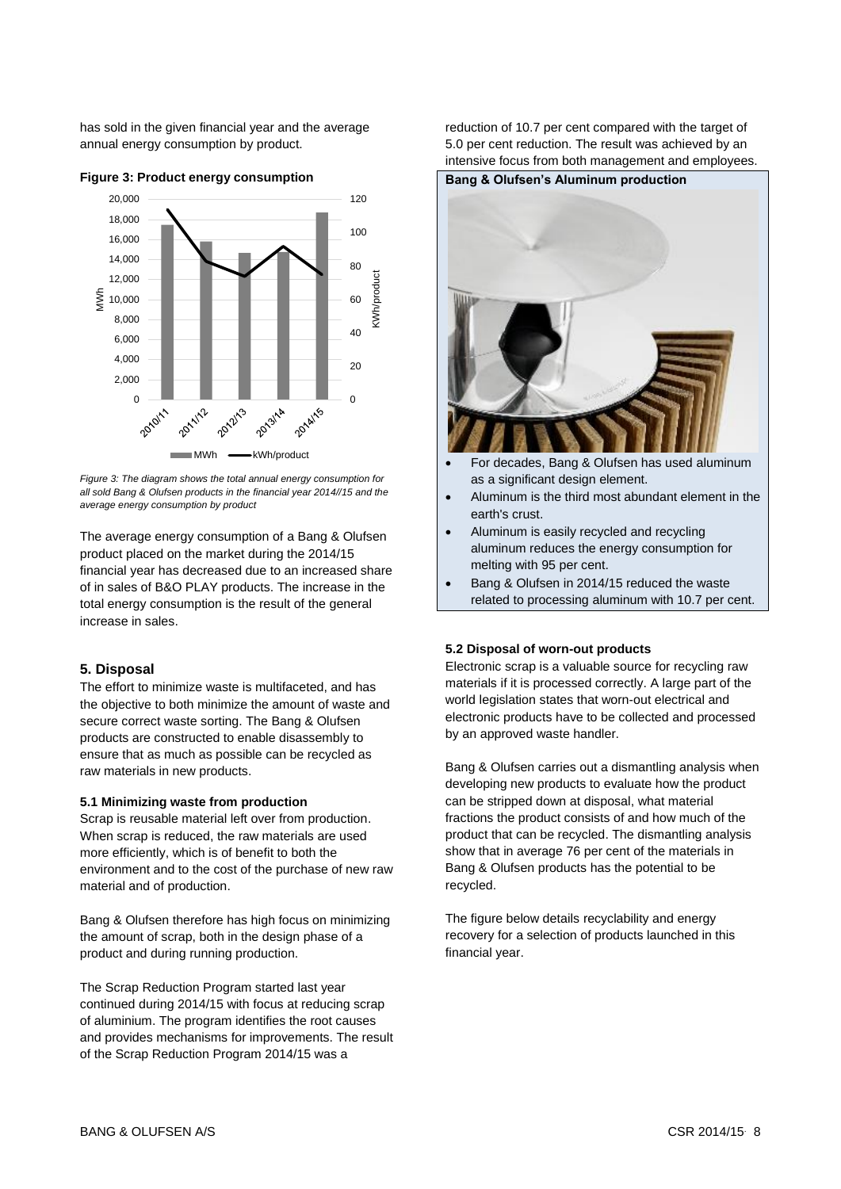has sold in the given financial year and the average annual energy consumption by product.

**Figure 3: Product energy consumption**

*Figure 3: The diagram shows the total annual energy consumption for all sold Bang & Olufsen products in the financial year 2014//15 and the average energy consumption by product*

The average energy consumption of a Bang & Olufsen product placed on the market during the 2014/15 financial year has decreased due to an increased share of in sales of B&O PLAY products. The increase in the total energy consumption is the result of the general increase in sales.

## 5. Disposal

The effort to minimize waste is multifaceted, and has the objective to both minimize the amount of waste and secure correct waste sorting. The Bang & Olufsen products are constructed to enable disassembly to ensure that as much as possible can be recycled as raw materials in new products.

### 5.1 Minimizing waste from production

Scrap is reusable material left over from production. When scrap is reduced, the raw materials are used more efficiently, which is of benefit to both the environment and to the cost of the purchase of new raw material and of production.

Bang & Olufsen therefore has high focus on minimizing the amount of scrap, both in the design phase of a product and during running production.

The Scrap Reduction Program started last year continued during 2014/15 with focus at reducing scrap of aluminium. The program identifies the root causes and provides mechanisms for improvements. The result of the Scrap Reduction Program 2014/15 was a reduction of 10.7 per cent compared with the target of 5.0 per cent reduction. The result was achieved by an intensive focus from both management and employees.

**Bang & Olufsen's Aluminum production**

- For decades, Bang & Olufsen has used aluminum as a significant design element.
- Aluminum is the third most abundant element in the earth's crust.
- Aluminum is easily recycled and recycling aluminum reduces the energy consumption for melting with 95 per cent.
- Bang & Olufsen in 2014/15 reduced the waste related to processing aluminum with 10.7 per cent.

### 5.2 Disposal of worn-out products

Electronic scrap is a valuable source for recycling raw materials if it is processed correctly. A large part of the world legislation states that worn-out electrical and electronic products have to be collected and processed by an approved waste handler.

Bang & Olufsen carries out a dismantling analysis when developing new products to evaluate how the product can be stripped down at disposal, what material fractions the product consists of and how much of the product that can be recycled. The dismantling analysis show that in average 76 per cent of the materials in Bang & Olufsen products has the potential to be recycled.

The figure below details recyclability and energy recovery for a selection of products launched in this financial year.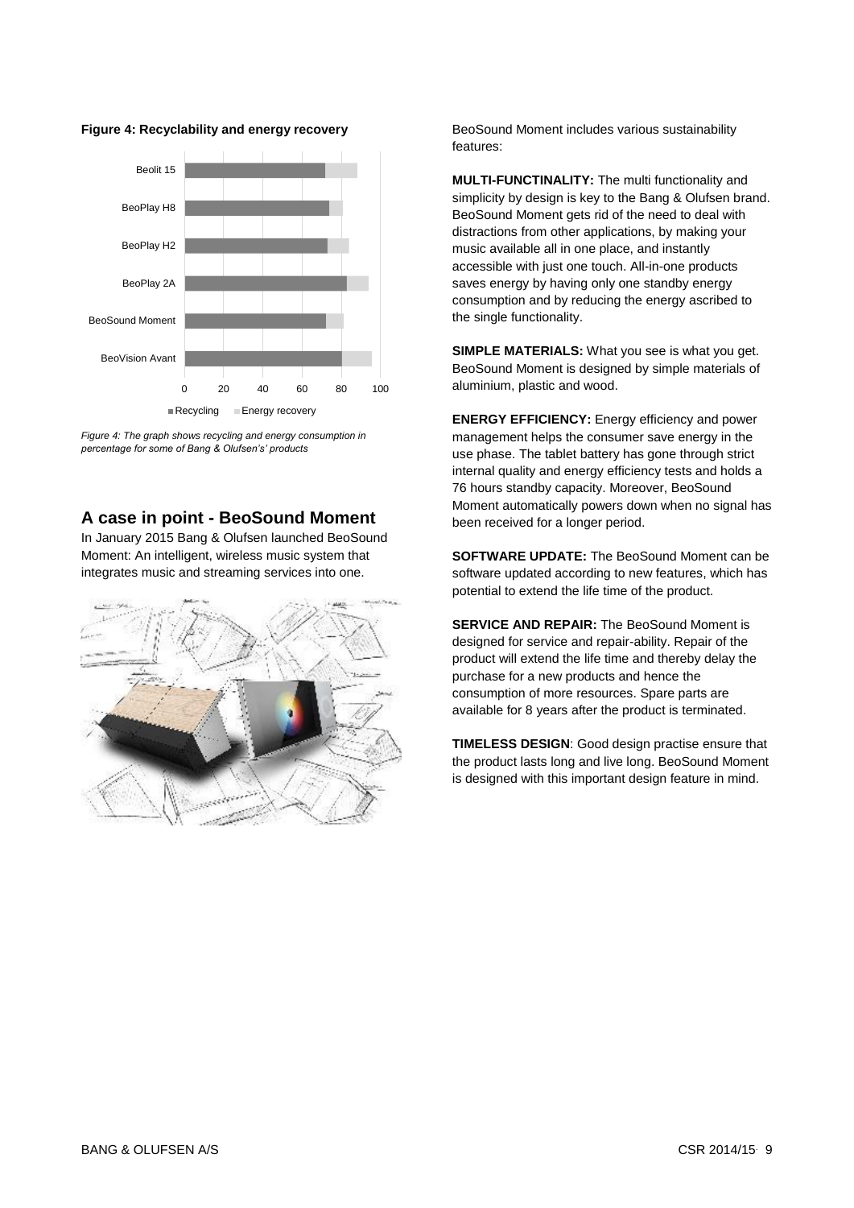**Figure 4: Recyclability and energy recovery**

*Figure 4: The graph shows recycling and energy consumption in percentage for some of Bang & Olufsen's' products*

## A case in point - BeoSound Moment

In January 2015 Bang & Olufsen launched BeoSound Moment: An intelligent, wireless music system that integrates music and streaming services into one.

BeoSound Moment includes various sustainability features:

**MULTI-FUNCTINALITY:** The multi functionality and simplicity by design is key to the Bang & Olufsen brand. BeoSound Moment gets rid of the need to deal with distractions from other applications, by making your music available all in one place, and instantly accessible with just one touch. All-in-one products saves energy by having only one standby energy consumption and by reducing the energy ascribed to the single functionality.

**SIMPLE MATERIALS:** What you see is what you get. BeoSound Moment is designed by simple materials of aluminium, plastic and wood.

**ENERGY EFFICIENCY:** Energy efficiency and power management helps the consumer save energy in the use phase. The tablet battery has gone through strict internal quality and energy efficiency tests and holds a 76 hours standby capacity. Moreover, BeoSound Moment automatically powers down when no signal has been received for a longer period.

**SOFTWARE UPDATE:** The BeoSound Moment can be software updated according to new features, which has potential to extend the life time of the product.

**SERVICE AND REPAIR:** The BeoSound Moment is designed for service and repair-ability. Repair of the product will extend the life time and thereby delay the purchase for a new products and hence the consumption of more resources. Spare parts are available for 8 years after the product is terminated.

**TIMELESS DESIGN**: Good design practise ensure that the product lasts long and live long. BeoSound Moment is designed with this important design feature in mind.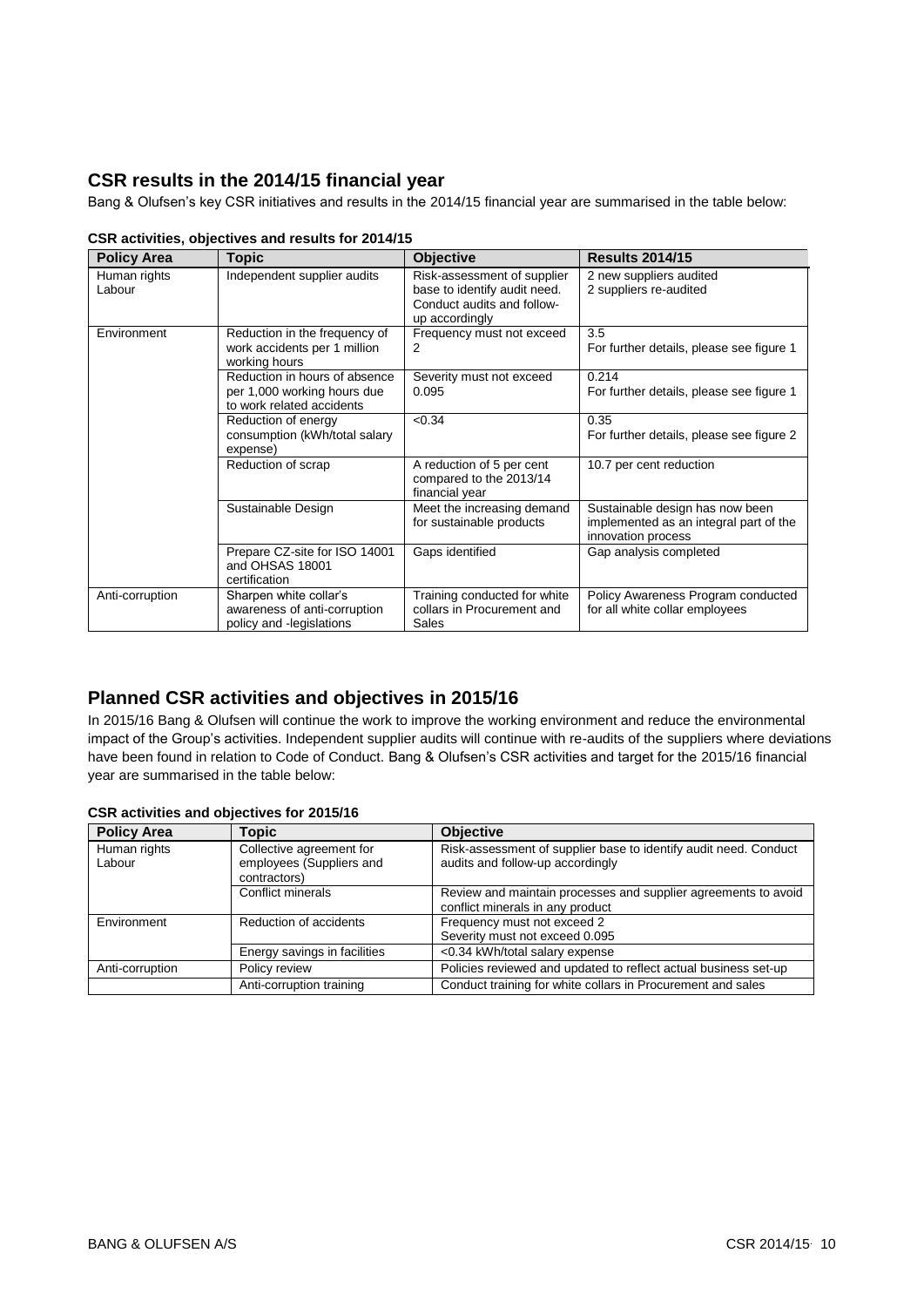## CSR results in the 2014/15 financial year

Bang & Olufsen's key CSR initiatives and results in the 2014/15 financial year are summarised in the table below:

**CSR activities, objectives and results for 2014/15**

| Policy Area | Topic | Objective | Results 2014/15 |
|---|---|---|---|
| Human rights Labour | Independent supplier audits | Risk-assessment of supplier base to identify audit need. Conduct audits and follow-up accordingly | 2 new suppliers audited 2 suppliers re-audited |
| Environment | Reduction in the frequency of work accidents per 1 million working hours | Frequency must not exceed 2 | 3.5 For further details, please see figure 1 |
| | Reduction in hours of absence per 1,000 working hours due to work related accidents | Severity must not exceed 0.095 | 0.214 For further details, please see figure 1 |
| | Reduction of energy consumption (kWh/total salary expense) | <0.34 | 0.35 For further details, please see figure 2 |
| | Reduction of scrap | A reduction of 5 per cent compared to the 2013/14 financial year | 10.7 per cent reduction |
| | Sustainable Design | Meet the increasing demand for sustainable products | Sustainable design has now been implemented as an integral part of the innovation process |
| | Prepare CZ-site for ISO 14001 and OHSAS 18001 certification | Gaps identified | Gap analysis completed |
| Anti-corruption | Sharpen white collar's awareness of anti-corruption policy and -legislations | Training conducted for white collars in Procurement and Sales | Policy Awareness Program conducted for all white collar employees |

## Planned CSR activities and objectives in 2015/16

In 2015/16 Bang & Olufsen will continue the work to improve the working environment and reduce the environmental impact of the Group's activities. Independent supplier audits will continue with re-audits of the suppliers where deviations have been found in relation to Code of Conduct. Bang & Olufsen's CSR activities and target for the 2015/16 financial year are summarised in the table below:

**CSR activities and objectives for 2015/16**

| Policy Area | Topic | Objective |
|---|---|---|
| Human rights Labour | Collective agreement for employees (Suppliers and contractors) | Risk-assessment of supplier base to identify audit need. Conduct audits and follow-up accordingly |
| | Conflict minerals | Review and maintain processes and supplier agreements to avoid conflict minerals in any product |
| Environment | Reduction of accidents | Frequency must not exceed 2 Severity must not exceed 0.095 |
| | Energy savings in facilities | <0.34 kWh/total salary expense |
| Anti-corruption | Policy review | Policies reviewed and updated to reflect actual business set-up |
| | Anti-corruption training | Conduct training for white collars in Procurement and sales |